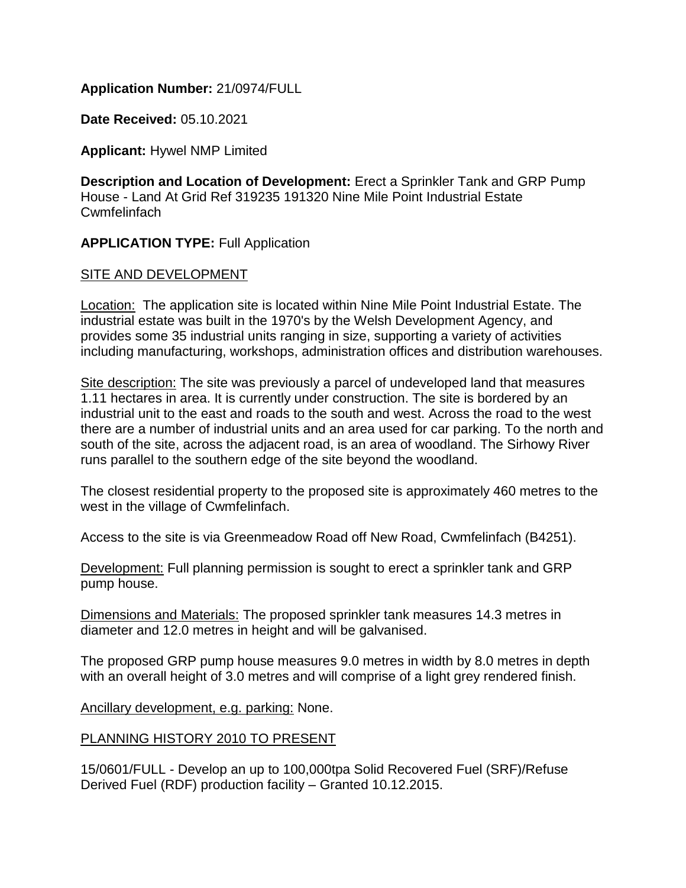**Application Number:** 21/0974/FULL

**Date Received:** 05.10.2021

**Applicant:** Hywel NMP Limited

**Description and Location of Development:** Erect a Sprinkler Tank and GRP Pump House - Land At Grid Ref 319235 191320 Nine Mile Point Industrial Estate Cwmfelinfach

**APPLICATION TYPE:** Full Application

SITE AND DEVELOPMENT

Location: The application site is located within Nine Mile Point Industrial Estate. The industrial estate was built in the 1970's by the Welsh Development Agency, and provides some 35 industrial units ranging in size, supporting a variety of activities including manufacturing, workshops, administration offices and distribution warehouses.

Site description: The site was previously a parcel of undeveloped land that measures 1.11 hectares in area. It is currently under construction. The site is bordered by an industrial unit to the east and roads to the south and west. Across the road to the west there are a number of industrial units and an area used for car parking. To the north and south of the site, across the adjacent road, is an area of woodland. The Sirhowy River runs parallel to the southern edge of the site beyond the woodland.

The closest residential property to the proposed site is approximately 460 metres to the west in the village of Cwmfelinfach.

Access to the site is via Greenmeadow Road off New Road, Cwmfelinfach (B4251).

Development: Full planning permission is sought to erect a sprinkler tank and GRP pump house.

Dimensions and Materials: The proposed sprinkler tank measures 14.3 metres in diameter and 12.0 metres in height and will be galvanised.

The proposed GRP pump house measures 9.0 metres in width by 8.0 metres in depth with an overall height of 3.0 metres and will comprise of a light grey rendered finish.

Ancillary development, e.g. parking: None.

PLANNING HISTORY 2010 TO PRESENT

15/0601/FULL - Develop an up to 100,000tpa Solid Recovered Fuel (SRF)/Refuse Derived Fuel (RDF) production facility – Granted 10.12.2015.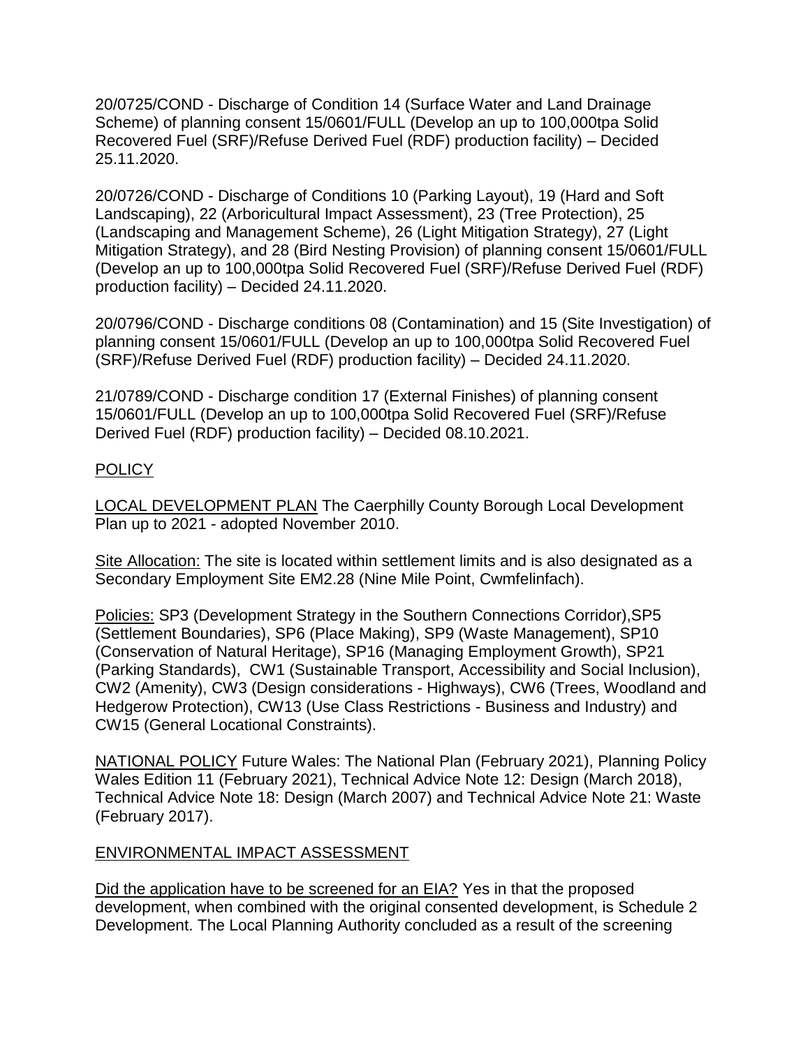20/0725/COND - Discharge of Condition 14 (Surface Water and Land Drainage Scheme) of planning consent 15/0601/FULL (Develop an up to 100,000tpa Solid Recovered Fuel (SRF)/Refuse Derived Fuel (RDF) production facility) – Decided 25.11.2020.

20/0726/COND - Discharge of Conditions 10 (Parking Layout), 19 (Hard and Soft Landscaping), 22 (Arboricultural Impact Assessment), 23 (Tree Protection), 25 (Landscaping and Management Scheme), 26 (Light Mitigation Strategy), 27 (Light Mitigation Strategy), and 28 (Bird Nesting Provision) of planning consent 15/0601/FULL (Develop an up to 100,000tpa Solid Recovered Fuel (SRF)/Refuse Derived Fuel (RDF) production facility) – Decided 24.11.2020.

20/0796/COND - Discharge conditions 08 (Contamination) and 15 (Site Investigation) of planning consent 15/0601/FULL (Develop an up to 100,000tpa Solid Recovered Fuel (SRF)/Refuse Derived Fuel (RDF) production facility) – Decided 24.11.2020.

21/0789/COND - Discharge condition 17 (External Finishes) of planning consent 15/0601/FULL (Develop an up to 100,000tpa Solid Recovered Fuel (SRF)/Refuse Derived Fuel (RDF) production facility) – Decided 08.10.2021.

## POLICY

LOCAL DEVELOPMENT PLAN The Caerphilly County Borough Local Development Plan up to 2021 - adopted November 2010.

Site Allocation: The site is located within settlement limits and is also designated as a Secondary Employment Site EM2.28 (Nine Mile Point, Cwmfelinfach).

Policies: SP3 (Development Strategy in the Southern Connections Corridor),SP5 (Settlement Boundaries), SP6 (Place Making), SP9 (Waste Management), SP10 (Conservation of Natural Heritage), SP16 (Managing Employment Growth), SP21 (Parking Standards), CW1 (Sustainable Transport, Accessibility and Social Inclusion), CW2 (Amenity), CW3 (Design considerations - Highways), CW6 (Trees, Woodland and Hedgerow Protection), CW13 (Use Class Restrictions - Business and Industry) and CW15 (General Locational Constraints).

NATIONAL POLICY Future Wales: The National Plan (February 2021), Planning Policy Wales Edition 11 (February 2021), Technical Advice Note 12: Design (March 2018), Technical Advice Note 18: Design (March 2007) and Technical Advice Note 21: Waste (February 2017).

## ENVIRONMENTAL IMPACT ASSESSMENT

Did the application have to be screened for an EIA? Yes in that the proposed development, when combined with the original consented development, is Schedule 2 Development. The Local Planning Authority concluded as a result of the screening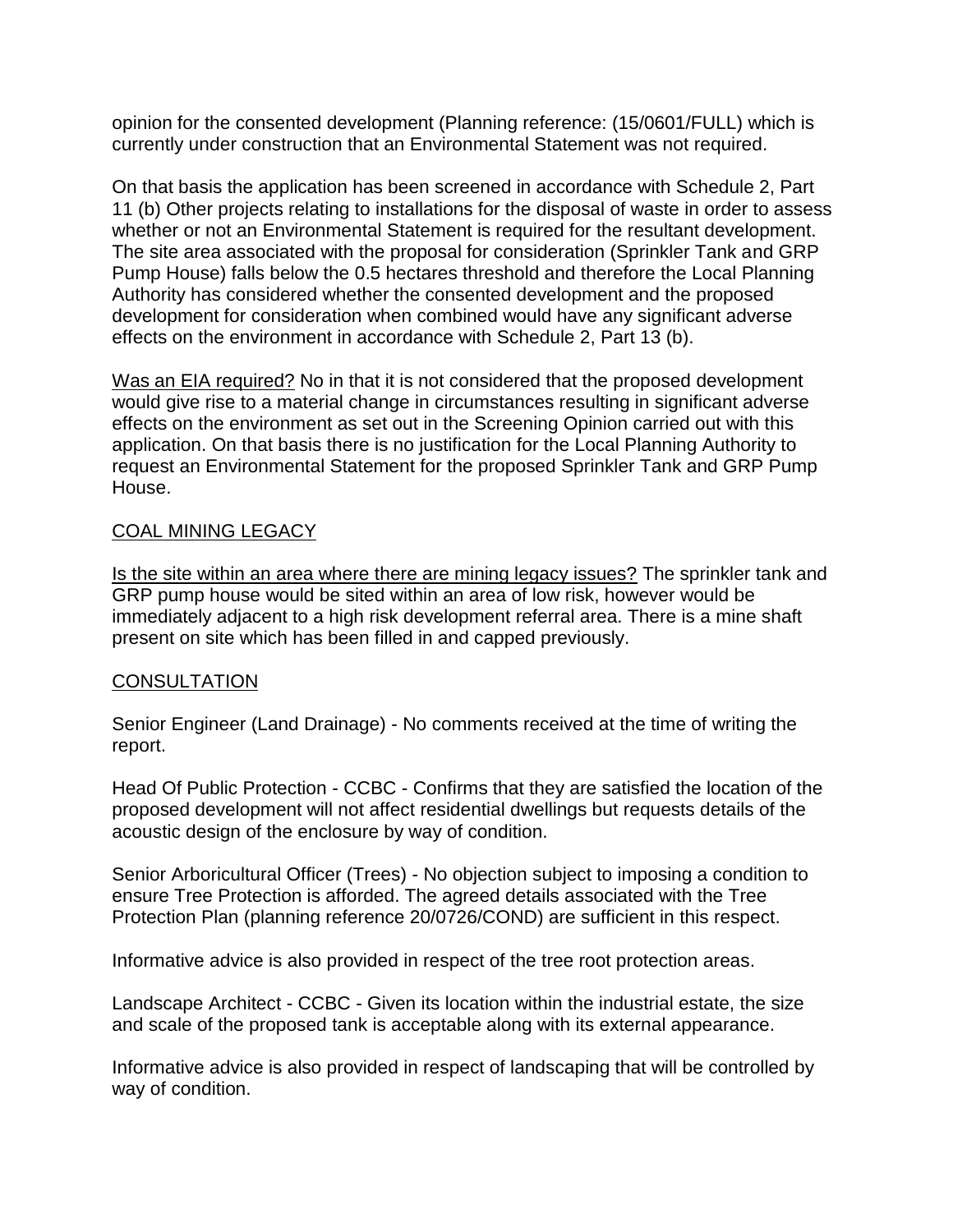opinion for the consented development (Planning reference: (15/0601/FULL) which is currently under construction that an Environmental Statement was not required.

On that basis the application has been screened in accordance with Schedule 2, Part 11 (b) Other projects relating to installations for the disposal of waste in order to assess whether or not an Environmental Statement is required for the resultant development. The site area associated with the proposal for consideration (Sprinkler Tank and GRP Pump House) falls below the 0.5 hectares threshold and therefore the Local Planning Authority has considered whether the consented development and the proposed development for consideration when combined would have any significant adverse effects on the environment in accordance with Schedule 2, Part 13 (b).

Was an EIA required? No in that it is not considered that the proposed development would give rise to a material change in circumstances resulting in significant adverse effects on the environment as set out in the Screening Opinion carried out with this application. On that basis there is no justification for the Local Planning Authority to request an Environmental Statement for the proposed Sprinkler Tank and GRP Pump House.

## COAL MINING LEGACY

Is the site within an area where there are mining legacy issues? The sprinkler tank and GRP pump house would be sited within an area of low risk, however would be immediately adjacent to a high risk development referral area. There is a mine shaft present on site which has been filled in and capped previously.

## CONSULTATION

Senior Engineer (Land Drainage) - No comments received at the time of writing the report.

Head Of Public Protection - CCBC - Confirms that they are satisfied the location of the proposed development will not affect residential dwellings but requests details of the acoustic design of the enclosure by way of condition.

Senior Arboricultural Officer (Trees) - No objection subject to imposing a condition to ensure Tree Protection is afforded. The agreed details associated with the Tree Protection Plan (planning reference 20/0726/COND) are sufficient in this respect.

Informative advice is also provided in respect of the tree root protection areas.

Landscape Architect - CCBC - Given its location within the industrial estate, the size and scale of the proposed tank is acceptable along with its external appearance.

Informative advice is also provided in respect of landscaping that will be controlled by way of condition.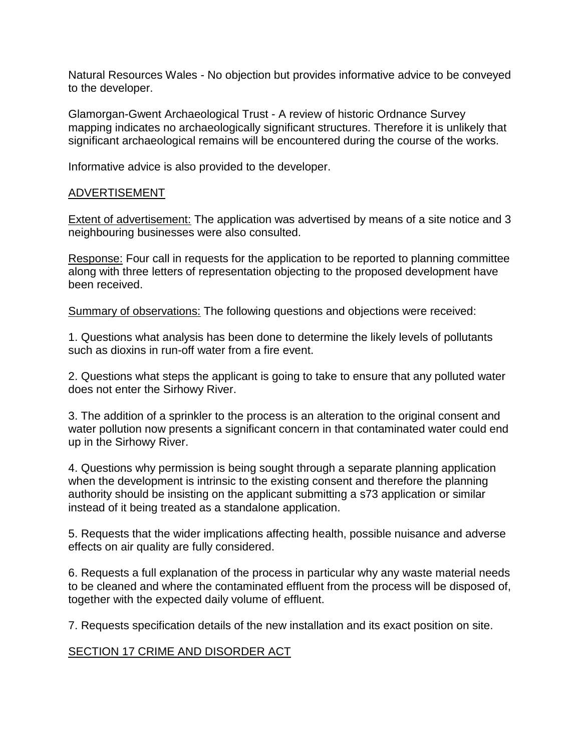Natural Resources Wales - No objection but provides informative advice to be conveyed to the developer.

Glamorgan-Gwent Archaeological Trust - A review of historic Ordnance Survey mapping indicates no archaeologically significant structures. Therefore it is unlikely that significant archaeological remains will be encountered during the course of the works.

Informative advice is also provided to the developer.

## ADVERTISEMENT

Extent of advertisement: The application was advertised by means of a site notice and 3 neighbouring businesses were also consulted.

Response: Four call in requests for the application to be reported to planning committee along with three letters of representation objecting to the proposed development have been received.

Summary of observations: The following questions and objections were received:

1. Questions what analysis has been done to determine the likely levels of pollutants such as dioxins in run-off water from a fire event.

2. Questions what steps the applicant is going to take to ensure that any polluted water does not enter the Sirhowy River.

3. The addition of a sprinkler to the process is an alteration to the original consent and water pollution now presents a significant concern in that contaminated water could end up in the Sirhowy River.

4. Questions why permission is being sought through a separate planning application when the development is intrinsic to the existing consent and therefore the planning authority should be insisting on the applicant submitting a s73 application or similar instead of it being treated as a standalone application.

5. Requests that the wider implications affecting health, possible nuisance and adverse effects on air quality are fully considered.

6. Requests a full explanation of the process in particular why any waste material needs to be cleaned and where the contaminated effluent from the process will be disposed of, together with the expected daily volume of effluent.

7. Requests specification details of the new installation and its exact position on site.

## SECTION 17 CRIME AND DISORDER ACT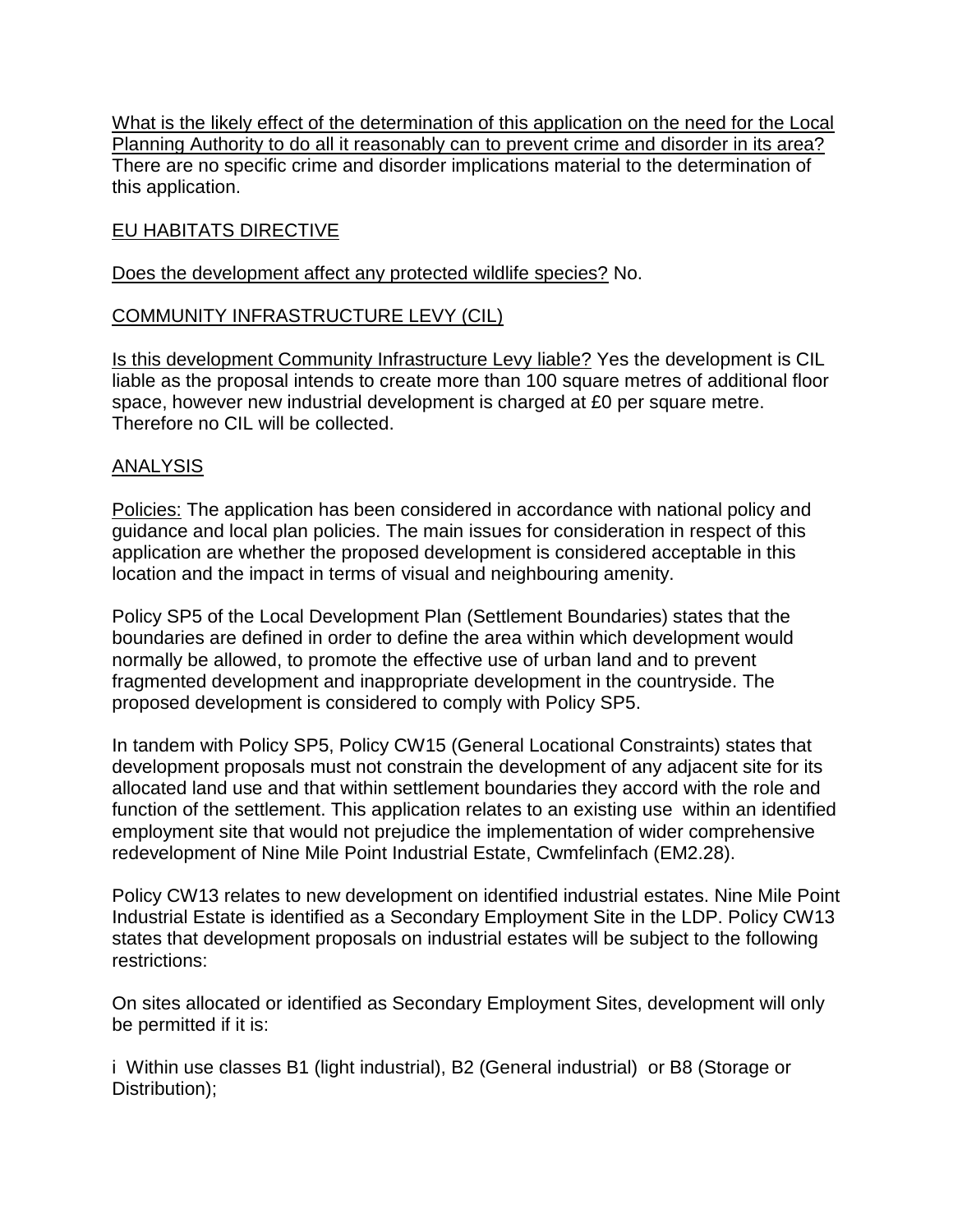What is the likely effect of the determination of this application on the need for the Local Planning Authority to do all it reasonably can to prevent crime and disorder in its area? There are no specific crime and disorder implications material to the determination of this application.

EU HABITATS DIRECTIVE

Does the development affect any protected wildlife species? No.

COMMUNITY INFRASTRUCTURE LEVY (CIL)

Is this development Community Infrastructure Levy liable? Yes the development is CIL liable as the proposal intends to create more than 100 square metres of additional floor space, however new industrial development is charged at £0 per square metre. Therefore no CIL will be collected.

ANALYSIS

Policies: The application has been considered in accordance with national policy and guidance and local plan policies. The main issues for consideration in respect of this application are whether the proposed development is considered acceptable in this location and the impact in terms of visual and neighbouring amenity.

Policy SP5 of the Local Development Plan (Settlement Boundaries) states that the boundaries are defined in order to define the area within which development would normally be allowed, to promote the effective use of urban land and to prevent fragmented development and inappropriate development in the countryside. The proposed development is considered to comply with Policy SP5.

In tandem with Policy SP5, Policy CW15 (General Locational Constraints) states that development proposals must not constrain the development of any adjacent site for its allocated land use and that within settlement boundaries they accord with the role and function of the settlement. This application relates to an existing use within an identified employment site that would not prejudice the implementation of wider comprehensive redevelopment of Nine Mile Point Industrial Estate, Cwmfelinfach (EM2.28).

Policy CW13 relates to new development on identified industrial estates. Nine Mile Point Industrial Estate is identified as a Secondary Employment Site in the LDP. Policy CW13 states that development proposals on industrial estates will be subject to the following restrictions:

On sites allocated or identified as Secondary Employment Sites, development will only be permitted if it is:

i Within use classes B1 (light industrial), B2 (General industrial) or B8 (Storage or Distribution);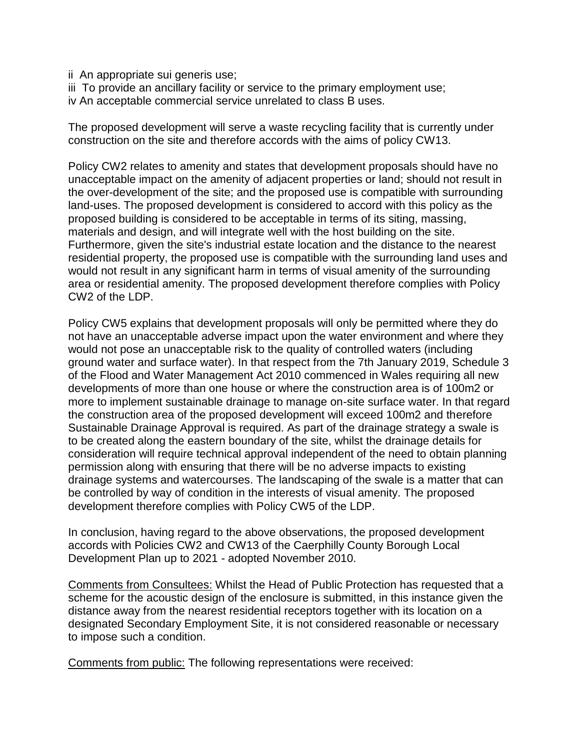ii An appropriate sui generis use;
iii To provide an ancillary facility or service to the primary employment use;
iv An acceptable commercial service unrelated to class B uses.

The proposed development will serve a waste recycling facility that is currently under construction on the site and therefore accords with the aims of policy CW13.

Policy CW2 relates to amenity and states that development proposals should have no unacceptable impact on the amenity of adjacent properties or land; should not result in the over-development of the site; and the proposed use is compatible with surrounding land-uses. The proposed development is considered to accord with this policy as the proposed building is considered to be acceptable in terms of its siting, massing, materials and design, and will integrate well with the host building on the site. Furthermore, given the site's industrial estate location and the distance to the nearest residential property, the proposed use is compatible with the surrounding land uses and would not result in any significant harm in terms of visual amenity of the surrounding area or residential amenity. The proposed development therefore complies with Policy CW2 of the LDP.

Policy CW5 explains that development proposals will only be permitted where they do not have an unacceptable adverse impact upon the water environment and where they would not pose an unacceptable risk to the quality of controlled waters (including ground water and surface water). In that respect from the 7th January 2019, Schedule 3 of the Flood and Water Management Act 2010 commenced in Wales requiring all new developments of more than one house or where the construction area is of 100m2 or more to implement sustainable drainage to manage on-site surface water. In that regard the construction area of the proposed development will exceed 100m2 and therefore Sustainable Drainage Approval is required. As part of the drainage strategy a swale is to be created along the eastern boundary of the site, whilst the drainage details for consideration will require technical approval independent of the need to obtain planning permission along with ensuring that there will be no adverse impacts to existing drainage systems and watercourses. The landscaping of the swale is a matter that can be controlled by way of condition in the interests of visual amenity. The proposed development therefore complies with Policy CW5 of the LDP.

In conclusion, having regard to the above observations, the proposed development accords with Policies CW2 and CW13 of the Caerphilly County Borough Local Development Plan up to 2021 - adopted November 2010.

Comments from Consultees: Whilst the Head of Public Protection has requested that a scheme for the acoustic design of the enclosure is submitted, in this instance given the distance away from the nearest residential receptors together with its location on a designated Secondary Employment Site, it is not considered reasonable or necessary to impose such a condition.

Comments from public: The following representations were received: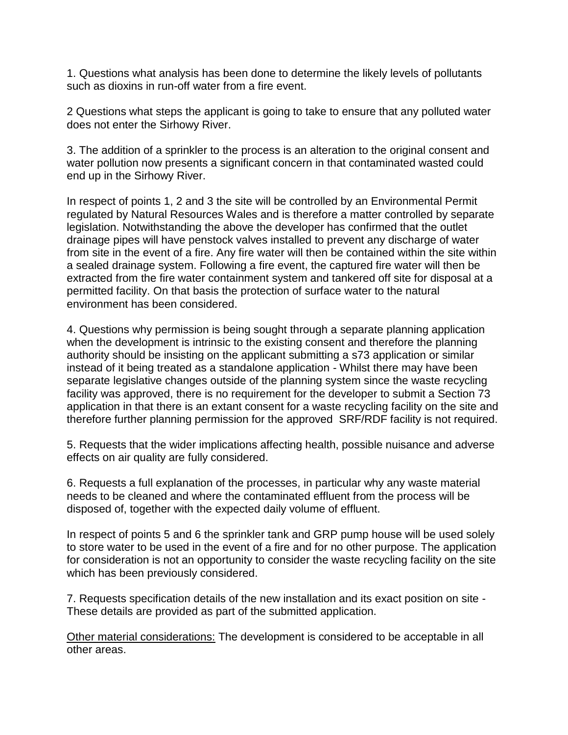1. Questions what analysis has been done to determine the likely levels of pollutants such as dioxins in run-off water from a fire event.

2 Questions what steps the applicant is going to take to ensure that any polluted water does not enter the Sirhowy River.

3. The addition of a sprinkler to the process is an alteration to the original consent and water pollution now presents a significant concern in that contaminated wasted could end up in the Sirhowy River.

In respect of points 1, 2 and 3 the site will be controlled by an Environmental Permit regulated by Natural Resources Wales and is therefore a matter controlled by separate legislation. Notwithstanding the above the developer has confirmed that the outlet drainage pipes will have penstock valves installed to prevent any discharge of water from site in the event of a fire. Any fire water will then be contained within the site within a sealed drainage system. Following a fire event, the captured fire water will then be extracted from the fire water containment system and tankered off site for disposal at a permitted facility. On that basis the protection of surface water to the natural environment has been considered.

4. Questions why permission is being sought through a separate planning application when the development is intrinsic to the existing consent and therefore the planning authority should be insisting on the applicant submitting a s73 application or similar instead of it being treated as a standalone application - Whilst there may have been separate legislative changes outside of the planning system since the waste recycling facility was approved, there is no requirement for the developer to submit a Section 73 application in that there is an extant consent for a waste recycling facility on the site and therefore further planning permission for the approved SRF/RDF facility is not required.

5. Requests that the wider implications affecting health, possible nuisance and adverse effects on air quality are fully considered.

6. Requests a full explanation of the processes, in particular why any waste material needs to be cleaned and where the contaminated effluent from the process will be disposed of, together with the expected daily volume of effluent.

In respect of points 5 and 6 the sprinkler tank and GRP pump house will be used solely to store water to be used in the event of a fire and for no other purpose. The application for consideration is not an opportunity to consider the waste recycling facility on the site which has been previously considered.

7. Requests specification details of the new installation and its exact position on site - These details are provided as part of the submitted application.

<u>Other material considerations:</u> The development is considered to be acceptable in all other areas.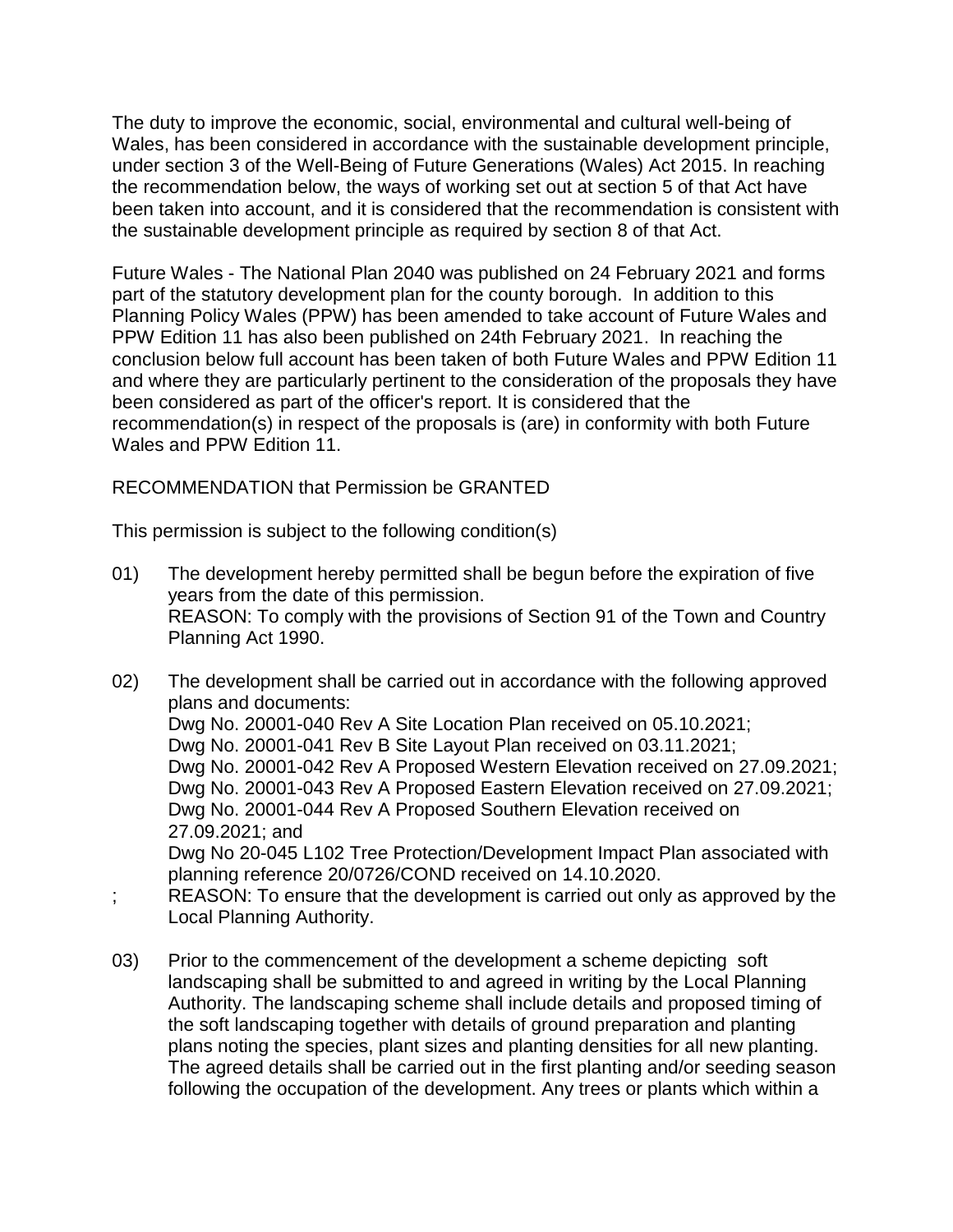The duty to improve the economic, social, environmental and cultural well-being of Wales, has been considered in accordance with the sustainable development principle, under section 3 of the Well-Being of Future Generations (Wales) Act 2015. In reaching the recommendation below, the ways of working set out at section 5 of that Act have been taken into account, and it is considered that the recommendation is consistent with the sustainable development principle as required by section 8 of that Act.

Future Wales - The National Plan 2040 was published on 24 February 2021 and forms part of the statutory development plan for the county borough. In addition to this Planning Policy Wales (PPW) has been amended to take account of Future Wales and PPW Edition 11 has also been published on 24th February 2021. In reaching the conclusion below full account has been taken of both Future Wales and PPW Edition 11 and where they are particularly pertinent to the consideration of the proposals they have been considered as part of the officer's report. It is considered that the recommendation(s) in respect of the proposals is (are) in conformity with both Future Wales and PPW Edition 11.

RECOMMENDATION that Permission be GRANTED

This permission is subject to the following condition(s)

01) The development hereby permitted shall be begun before the expiration of five years from the date of this permission.
REASON: To comply with the provisions of Section 91 of the Town and Country Planning Act 1990.

02) The development shall be carried out in accordance with the following approved plans and documents:
Dwg No. 20001-040 Rev A Site Location Plan received on 05.10.2021;
Dwg No. 20001-041 Rev B Site Layout Plan received on 03.11.2021;
Dwg No. 20001-042 Rev A Proposed Western Elevation received on 27.09.2021;
Dwg No. 20001-043 Rev A Proposed Eastern Elevation received on 27.09.2021;
Dwg No. 20001-044 Rev A Proposed Southern Elevation received on 27.09.2021; and
Dwg No 20-045 L102 Tree Protection/Development Impact Plan associated with planning reference 20/0726/COND received on 14.10.2020.
; REASON: To ensure that the development is carried out only as approved by the Local Planning Authority.

03) Prior to the commencement of the development a scheme depicting soft landscaping shall be submitted to and agreed in writing by the Local Planning Authority. The landscaping scheme shall include details and proposed timing of the soft landscaping together with details of ground preparation and planting plans noting the species, plant sizes and planting densities for all new planting. The agreed details shall be carried out in the first planting and/or seeding season following the occupation of the development. Any trees or plants which within a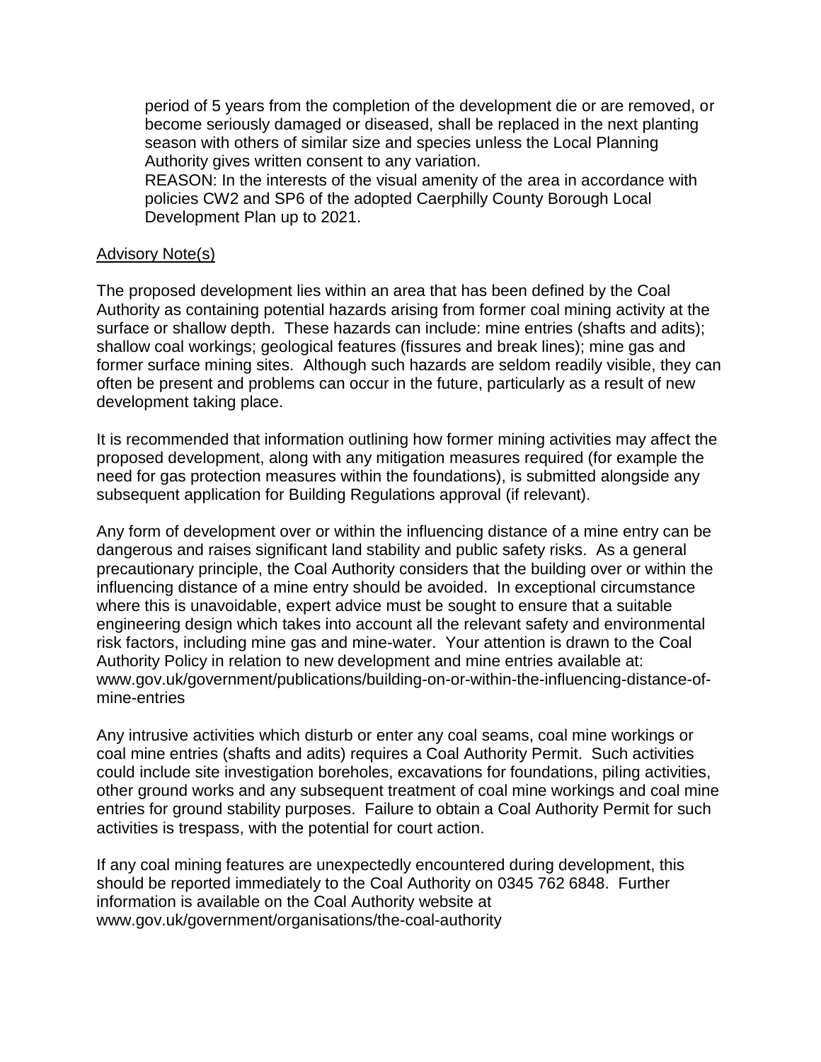period of 5 years from the completion of the development die or are removed, or become seriously damaged or diseased, shall be replaced in the next planting season with others of similar size and species unless the Local Planning Authority gives written consent to any variation.
REASON: In the interests of the visual amenity of the area in accordance with policies CW2 and SP6 of the adopted Caerphilly County Borough Local Development Plan up to 2021.

<u>Advisory Note(s)</u>

The proposed development lies within an area that has been defined by the Coal Authority as containing potential hazards arising from former coal mining activity at the surface or shallow depth. These hazards can include: mine entries (shafts and adits); shallow coal workings; geological features (fissures and break lines); mine gas and former surface mining sites. Although such hazards are seldom readily visible, they can often be present and problems can occur in the future, particularly as a result of new development taking place.

It is recommended that information outlining how former mining activities may affect the proposed development, along with any mitigation measures required (for example the need for gas protection measures within the foundations), is submitted alongside any subsequent application for Building Regulations approval (if relevant).

Any form of development over or within the influencing distance of a mine entry can be dangerous and raises significant land stability and public safety risks. As a general precautionary principle, the Coal Authority considers that the building over or within the influencing distance of a mine entry should be avoided. In exceptional circumstance where this is unavoidable, expert advice must be sought to ensure that a suitable engineering design which takes into account all the relevant safety and environmental risk factors, including mine gas and mine-water. Your attention is drawn to the Coal Authority Policy in relation to new development and mine entries available at: www.gov.uk/government/publications/building-on-or-within-the-influencing-distance-of-mine-entries

Any intrusive activities which disturb or enter any coal seams, coal mine workings or coal mine entries (shafts and adits) requires a Coal Authority Permit. Such activities could include site investigation boreholes, excavations for foundations, piling activities, other ground works and any subsequent treatment of coal mine workings and coal mine entries for ground stability purposes. Failure to obtain a Coal Authority Permit for such activities is trespass, with the potential for court action.

If any coal mining features are unexpectedly encountered during development, this should be reported immediately to the Coal Authority on 0345 762 6848. Further information is available on the Coal Authority website at www.gov.uk/government/organisations/the-coal-authority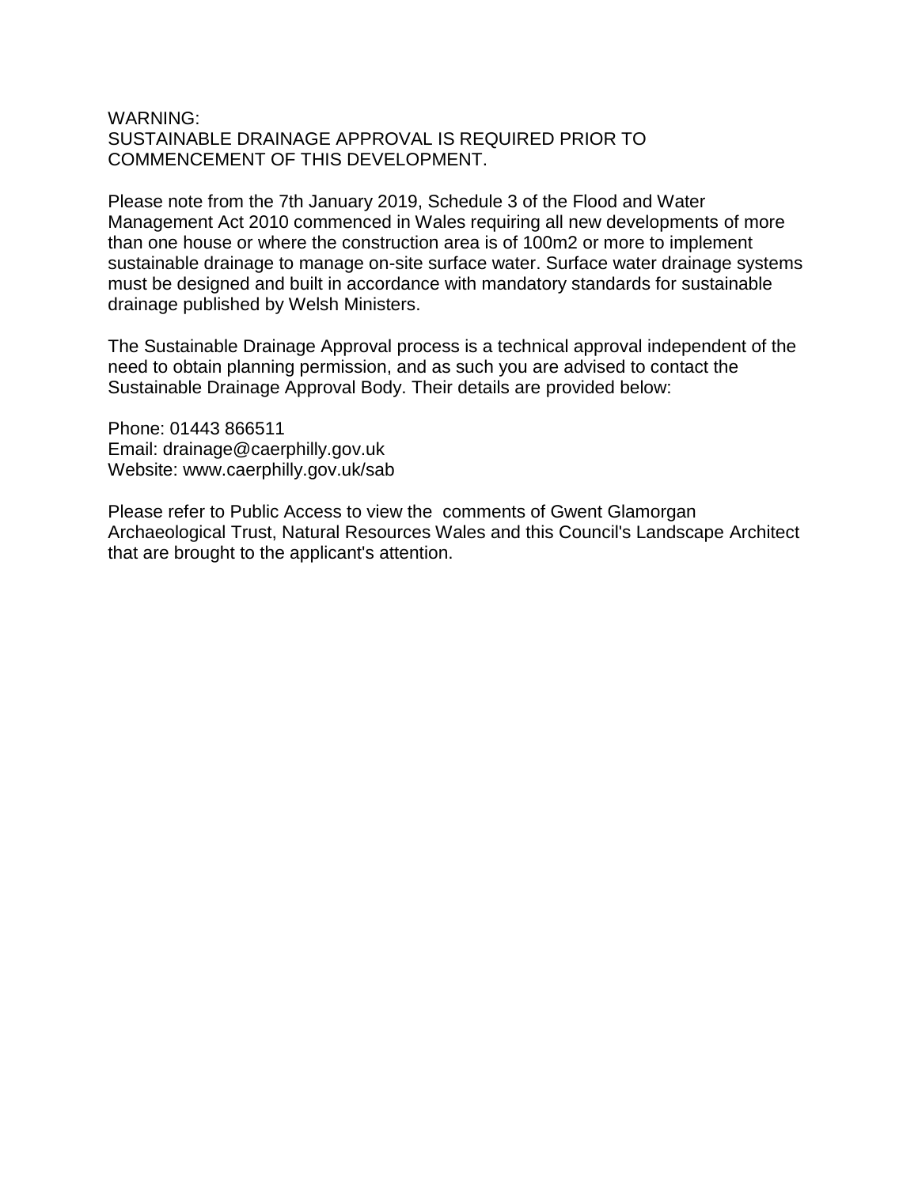WARNING:
SUSTAINABLE DRAINAGE APPROVAL IS REQUIRED PRIOR TO COMMENCEMENT OF THIS DEVELOPMENT.

Please note from the 7th January 2019, Schedule 3 of the Flood and Water Management Act 2010 commenced in Wales requiring all new developments of more than one house or where the construction area is of 100m2 or more to implement sustainable drainage to manage on-site surface water. Surface water drainage systems must be designed and built in accordance with mandatory standards for sustainable drainage published by Welsh Ministers.

The Sustainable Drainage Approval process is a technical approval independent of the need to obtain planning permission, and as such you are advised to contact the Sustainable Drainage Approval Body. Their details are provided below:

Phone: 01443 866511
Email: drainage@caerphilly.gov.uk
Website: www.caerphilly.gov.uk/sab

Please refer to Public Access to view the comments of Gwent Glamorgan Archaeological Trust, Natural Resources Wales and this Council's Landscape Architect that are brought to the applicant's attention.